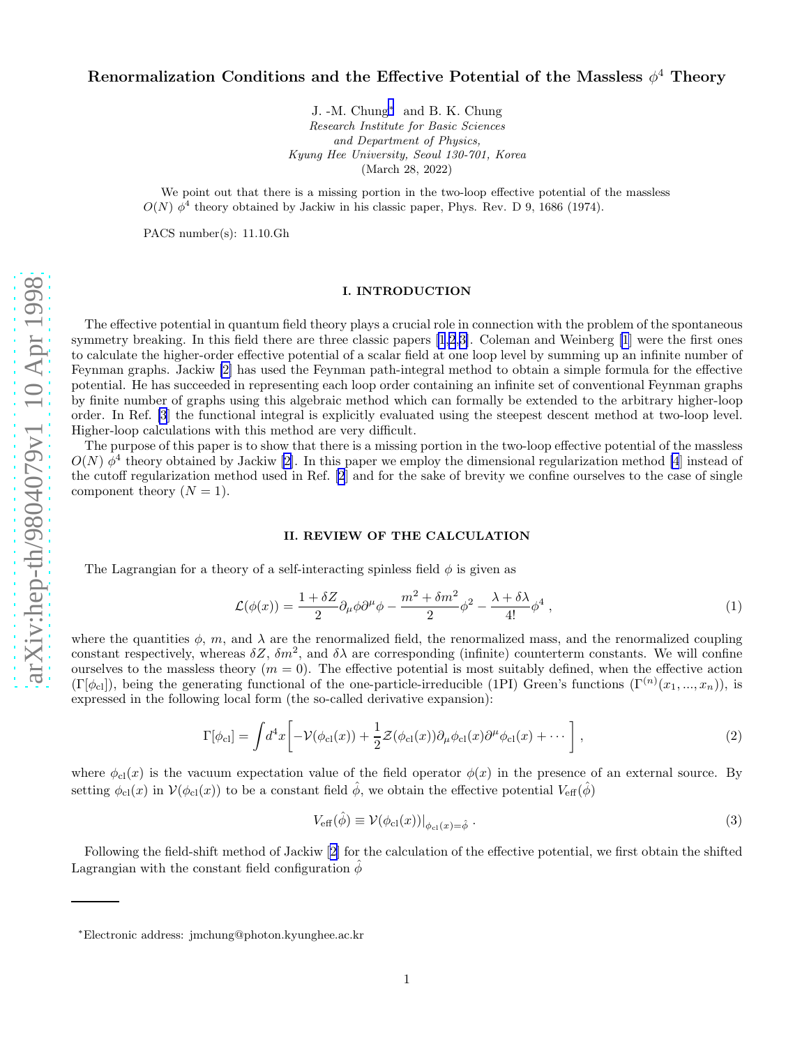# Renormalization Conditions and the Effective Potential of the Massless $\phi^4$ Theory

J. -M. Chung[*] and B. K. Chung

*Research Institute for Basic Sciences*
*and Department of Physics,*
*Kyung Hee University, Seoul 130-701, Korea*
(March 28, 2022)

We point out that there is a missing portion in the two-loop effective potential of the massless $O(N)$ $\phi^4$ theory obtained by Jackiw in his classic paper, Phys. Rev. D 9, 1686 (1974).

PACS number(s): 11.10.Gh

## I. INTRODUCTION

The effective potential in quantum field theory plays a crucial role in connection with the problem of the spontaneous symmetry breaking. In this field there are three classic papers [1,2,3]. Coleman and Weinberg [1] were the first ones to calculate the higher-order effective potential of a scalar field at one loop level by summing up an infinite number of Feynman graphs. Jackiw [2] has used the Feynman path-integral method to obtain a simple formula for the effective potential. He has succeeded in representing each loop order containing an infinite set of conventional Feynman graphs by finite number of graphs using this algebraic method which can formally be extended to the arbitrary higher-loop order. In Ref. [3] the functional integral is explicitly evaluated using the steepest descent method at two-loop level. Higher-loop calculations with this method are very difficult.

The purpose of this paper is to show that there is a missing portion in the two-loop effective potential of the massless $O(N)$ $\phi^4$ theory obtained by Jackiw [2]. In this paper we employ the dimensional regularization method [4] instead of the cutoff regularization method used in Ref. [2] and for the sake of brevity we confine ourselves to the case of single component theory ($N = 1$).

## II. REVIEW OF THE CALCULATION

The Lagrangian for a theory of a self-interacting spinless field $\phi$ is given as

$$\mathcal{L}(\phi(x)) = \frac{1+\delta Z}{2}\partial_\mu\phi\partial^\mu\phi - \frac{m^2+\delta m^2}{2}\phi^2 - \frac{\lambda+\delta\lambda}{4!}\phi^4 \, , \tag{1}$$

where the quantities $\phi$, $m$, and $\lambda$ are the renormalized field, the renormalized mass, and the renormalized coupling constant respectively, whereas $\delta Z$, $\delta m^2$, and $\delta\lambda$ are corresponding (infinite) counterterm constants. We will confine ourselves to the massless theory ($m = 0$). The effective potential is most suitably defined, when the effective action ($\Gamma[\phi_{\rm cl}]$), being the generating functional of the one-particle-irreducible (1PI) Green's functions ($\Gamma^{(n)}(x_1, ..., x_n)$), is expressed in the following local form (the so-called derivative expansion):

$$\Gamma[\phi_{\rm cl}] = \int d^4x \left[ -\mathcal{V}(\phi_{\rm cl}(x)) + \frac{1}{2}\mathcal{Z}(\phi_{\rm cl}(x))\partial_\mu\phi_{\rm cl}(x)\partial^\mu\phi_{\rm cl}(x) + \cdots \right] , \tag{2}$$

where $\phi_{\rm cl}(x)$ is the vacuum expectation value of the field operator $\phi(x)$ in the presence of an external source. By setting $\phi_{\rm cl}(x)$ in $\mathcal{V}(\phi_{\rm cl}(x))$ to be a constant field $\hat{\phi}$, we obtain the effective potential $V_{\rm eff}(\hat{\phi})$

$$V_{\rm eff}(\hat{\phi}) \equiv \mathcal{V}(\phi_{\rm cl}(x))|_{\phi_{\rm cl}(x)=\hat{\phi}} \, . \tag{3}$$

Following the field-shift method of Jackiw [2] for the calculation of the effective potential, we first obtain the shifted Lagrangian with the constant field configuration $\hat{\phi}$

[*]Electronic address: jmchung@photon.kyunghee.ac.kr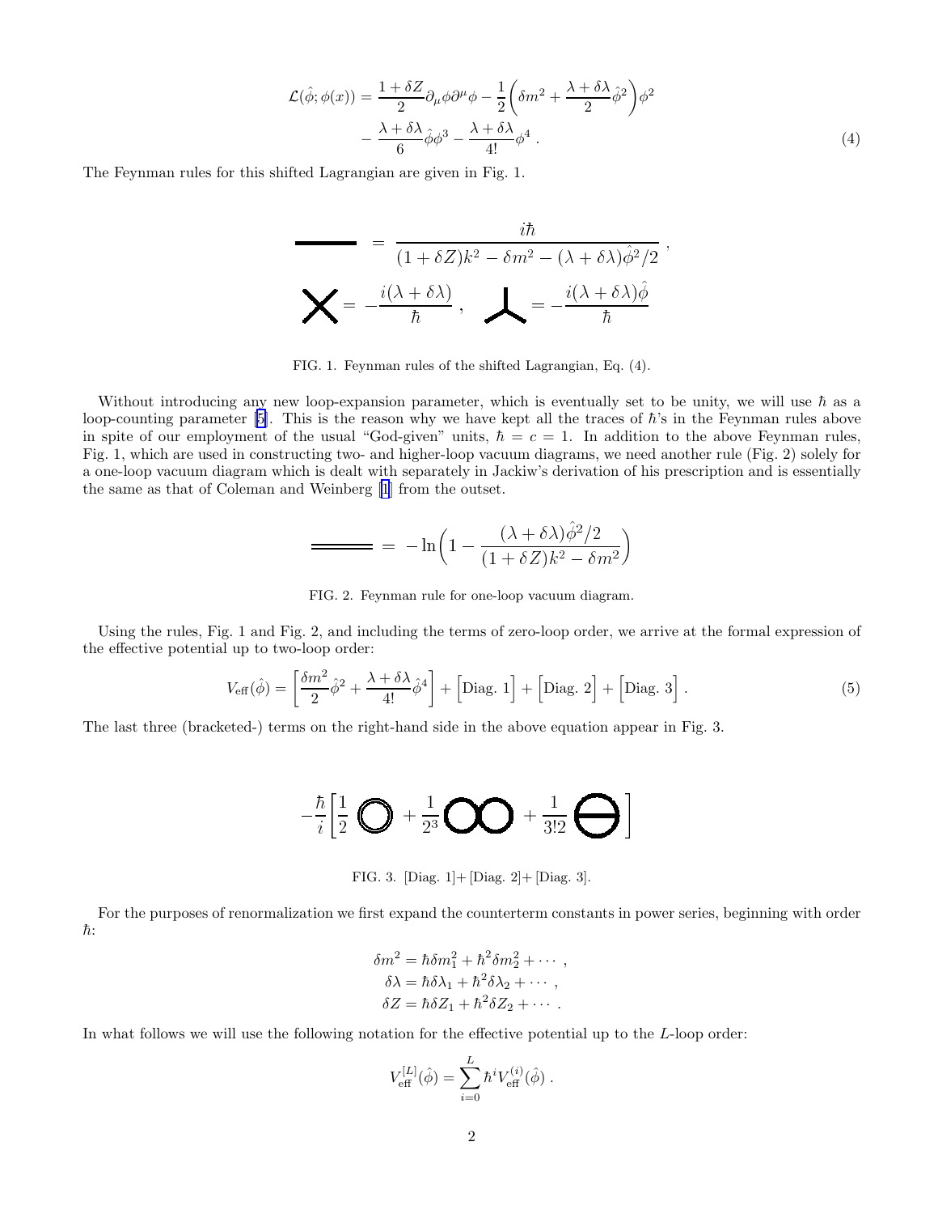$$
\mathcal{L}(\hat{\phi};\phi(x)) = \frac{1+\delta Z}{2}\partial_\mu\phi\partial^\mu\phi - \frac{1}{2}\left(\delta m^2 + \frac{\lambda+\delta\lambda}{2}\hat{\phi}^2\right)\phi^2 - \frac{\lambda+\delta\lambda}{6}\hat{\phi}\phi^3 - \frac{\lambda+\delta\lambda}{4!}\phi^4 \,. \tag{4}
$$

The Feynman rules for this shifted Lagrangian are given in Fig. 1.

$$
\text{(propagator)} = \frac{i\hbar}{(1+\delta Z)k^2 - \delta m^2 - (\lambda+\delta\lambda)\hat{\phi}^2/2}\,,
$$

$$
\text{(4-vertex)} = -\frac{i(\lambda+\delta\lambda)}{\hbar}\,, \quad \text{(3-vertex)} = -\frac{i(\lambda+\delta\lambda)\hat{\phi}}{\hbar}
$$

FIG. 1. Feynman rules of the shifted Lagrangian, Eq. (4).

Without introducing any new loop-expansion parameter, which is eventually set to be unity, we will use $\hbar$ as a loop-counting parameter [5]. This is the reason why we have kept all the traces of $\hbar$'s in the Feynman rules above in spite of our employment of the usual "God-given" units, $\hbar = c = 1$. In addition to the above Feynman rules, Fig. 1, which are used in constructing two- and higher-loop vacuum diagrams, we need another rule (Fig. 2) solely for a one-loop vacuum diagram which is dealt with separately in Jackiw's derivation of his prescription and is essentially the same as that of Coleman and Weinberg [1] from the outset.

$$
\text{(double line)} = -\ln\left(1 - \frac{(\lambda+\delta\lambda)\hat{\phi}^2/2}{(1+\delta Z)k^2 - \delta m^2}\right)
$$

FIG. 2. Feynman rule for one-loop vacuum diagram.

Using the rules, Fig. 1 and Fig. 2, and including the terms of zero-loop order, we arrive at the formal expression of the effective potential up to two-loop order:

$$
V_{\text{eff}}(\hat{\phi}) = \left[\frac{\delta m^2}{2}\hat{\phi}^2 + \frac{\lambda+\delta\lambda}{4!}\hat{\phi}^4\right] + \Big[\text{Diag. 1}\Big] + \Big[\text{Diag. 2}\Big] + \Big[\text{Diag. 3}\Big]\,. \tag{5}
$$

The last three (bracketed-) terms on the right-hand side in the above equation appear in Fig. 3.

$$
-\frac{\hbar}{i}\left[\frac{1}{2}\,\text{(Diag. 1)} + \frac{1}{2^3}\,\text{(Diag. 2)} + \frac{1}{3!2}\,\text{(Diag. 3)}\right]
$$

FIG. 3. [Diag. 1]+ [Diag. 2]+ [Diag. 3].

For the purposes of renormalization we first expand the counterterm constants in power series, beginning with order $\hbar$:

$$
\begin{aligned}
\delta m^2 &= \hbar\delta m_1^2 + \hbar^2\delta m_2^2 + \cdots\,, \\
\delta\lambda &= \hbar\delta\lambda_1 + \hbar^2\delta\lambda_2 + \cdots\,, \\
\delta Z &= \hbar\delta Z_1 + \hbar^2\delta Z_2 + \cdots\,.
\end{aligned}
$$

In what follows we will use the following notation for the effective potential up to the $L$-loop order:

$$
V_{\text{eff}}^{[L]}(\hat{\phi}) = \sum_{i=0}^{L}\hbar^i V_{\text{eff}}^{(i)}(\hat{\phi})\,.
$$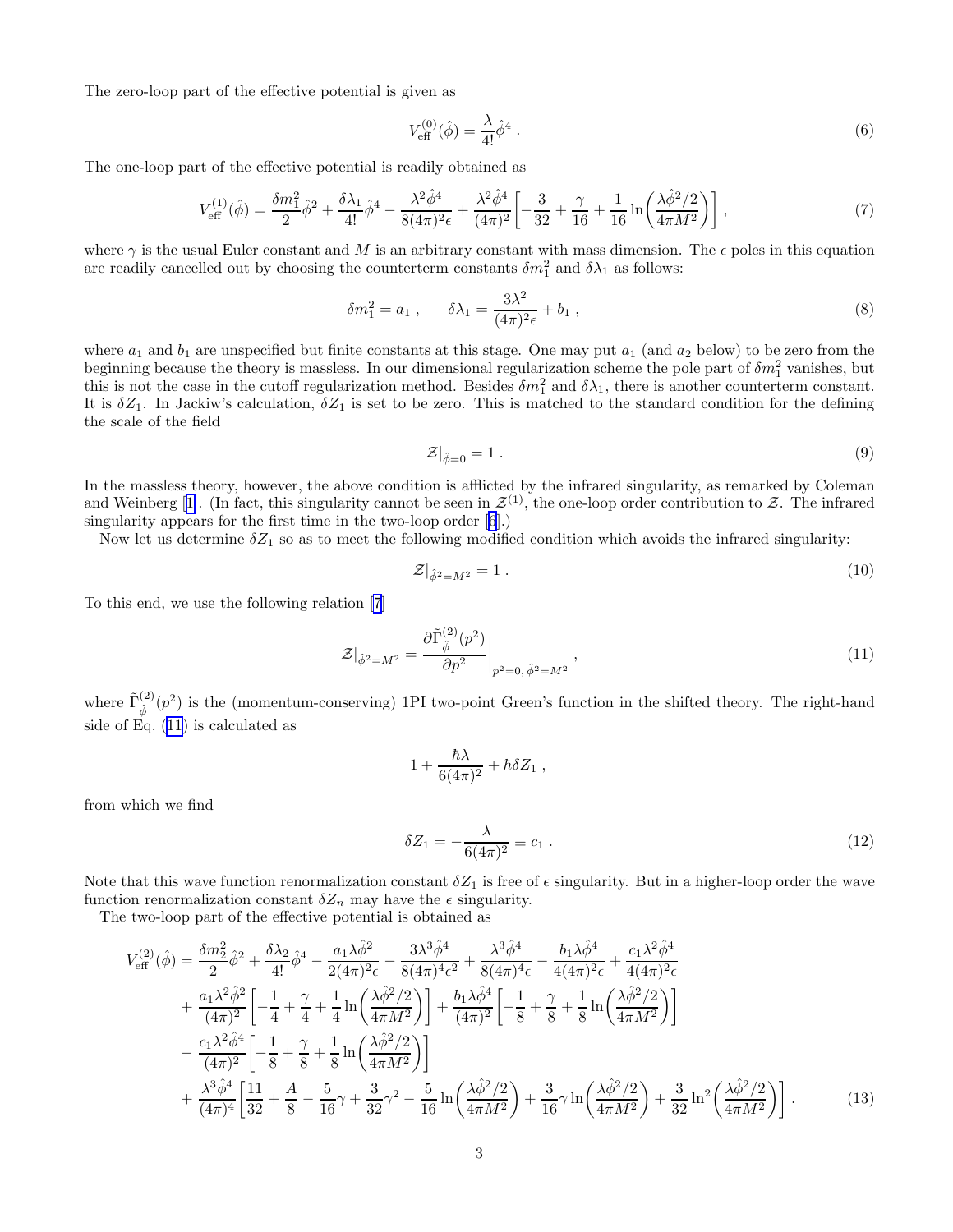The zero-loop part of the effective potential is given as

$$V_{\rm eff}^{(0)}(\hat{\phi}) = \frac{\lambda}{4!}\hat{\phi}^4 \, . \tag{6}$$

The one-loop part of the effective potential is readily obtained as

$$V_{\rm eff}^{(1)}(\hat{\phi}) = \frac{\delta m_1^2}{2}\hat{\phi}^2 + \frac{\delta\lambda_1}{4!}\hat{\phi}^4 - \frac{\lambda^2\hat{\phi}^4}{8(4\pi)^2\epsilon} + \frac{\lambda^2\hat{\phi}^4}{(4\pi)^2}\left[-\frac{3}{32} + \frac{\gamma}{16} + \frac{1}{16}\ln\left(\frac{\lambda\hat{\phi}^2/2}{4\pi M^2}\right)\right] , \tag{7}$$

where $\gamma$ is the usual Euler constant and $M$ is an arbitrary constant with mass dimension. The $\epsilon$ poles in this equation are readily cancelled out by choosing the counterterm constants $\delta m_1^2$ and $\delta\lambda_1$ as follows:

$$\delta m_1^2 = a_1 \, , \qquad \delta\lambda_1 = \frac{3\lambda^2}{(4\pi)^2\epsilon} + b_1 \, , \tag{8}$$

where $a_1$ and $b_1$ are unspecified but finite constants at this stage. One may put $a_1$ (and $a_2$ below) to be zero from the beginning because the theory is massless. In our dimensional regularization scheme the pole part of $\delta m_1^2$ vanishes, but this is not the case in the cutoff regularization method. Besides $\delta m_1^2$ and $\delta\lambda_1$, there is another counterterm constant. It is $\delta Z_1$. In Jackiw's calculation, $\delta Z_1$ is set to be zero. This is matched to the standard condition for the defining the scale of the field

$$\mathcal{Z}|_{\hat{\phi}=0} = 1 \, . \tag{9}$$

In the massless theory, however, the above condition is afflicted by the infrared singularity, as remarked by Coleman and Weinberg [1]. (In fact, this singularity cannot be seen in $\mathcal{Z}^{(1)}$, the one-loop order contribution to $\mathcal{Z}$. The infrared singularity appears for the first time in the two-loop order [6].)

Now let us determine $\delta Z_1$ so as to meet the following modified condition which avoids the infrared singularity:

$$\mathcal{Z}|_{\hat{\phi}^2=M^2} = 1 \, . \tag{10}$$

To this end, we use the following relation [7]

$$\mathcal{Z}|_{\hat{\phi}^2=M^2} = \left.\frac{\partial\tilde{\Gamma}^{(2)}_{\hat{\phi}}(p^2)}{\partial p^2}\right|_{p^2=0,\,\hat{\phi}^2=M^2} , \tag{11}$$

where $\tilde{\Gamma}^{(2)}_{\hat{\phi}}(p^2)$ is the (momentum-conserving) 1PI two-point Green's function in the shifted theory. The right-hand side of Eq. (11) is calculated as

$$1 + \frac{\hbar\lambda}{6(4\pi)^2} + \hbar\delta Z_1 \, ,$$

from which we find

$$\delta Z_1 = -\frac{\lambda}{6(4\pi)^2} \equiv c_1 \, . \tag{12}$$

Note that this wave function renormalization constant $\delta Z_1$ is free of $\epsilon$ singularity. But in a higher-loop order the wave function renormalization constant $\delta Z_n$ may have the $\epsilon$ singularity.

The two-loop part of the effective potential is obtained as

$$\begin{aligned}
V_{\rm eff}^{(2)}(\hat{\phi}) = {} & \frac{\delta m_2^2}{2}\hat{\phi}^2 + \frac{\delta\lambda_2}{4!}\hat{\phi}^4 - \frac{a_1\lambda\hat{\phi}^2}{2(4\pi)^2\epsilon} - \frac{3\lambda^3\hat{\phi}^4}{8(4\pi)^4\epsilon^2} + \frac{\lambda^3\hat{\phi}^4}{8(4\pi)^4\epsilon} - \frac{b_1\lambda\hat{\phi}^4}{4(4\pi)^2\epsilon} + \frac{c_1\lambda^2\hat{\phi}^4}{4(4\pi)^2\epsilon} \\
& + \frac{a_1\lambda^2\hat{\phi}^2}{(4\pi)^2}\left[-\frac{1}{4} + \frac{\gamma}{4} + \frac{1}{4}\ln\left(\frac{\lambda\hat{\phi}^2/2}{4\pi M^2}\right)\right] + \frac{b_1\lambda\hat{\phi}^4}{(4\pi)^2}\left[-\frac{1}{8} + \frac{\gamma}{8} + \frac{1}{8}\ln\left(\frac{\lambda\hat{\phi}^2/2}{4\pi M^2}\right)\right] \\
& - \frac{c_1\lambda^2\hat{\phi}^4}{(4\pi)^2}\left[-\frac{1}{8} + \frac{\gamma}{8} + \frac{1}{8}\ln\left(\frac{\lambda\hat{\phi}^2/2}{4\pi M^2}\right)\right] \\
& + \frac{\lambda^3\hat{\phi}^4}{(4\pi)^4}\left[\frac{11}{32} + \frac{A}{8} - \frac{5}{16}\gamma + \frac{3}{32}\gamma^2 - \frac{5}{16}\ln\left(\frac{\lambda\hat{\phi}^2/2}{4\pi M^2}\right) + \frac{3}{16}\gamma\ln\left(\frac{\lambda\hat{\phi}^2/2}{4\pi M^2}\right) + \frac{3}{32}\ln^2\left(\frac{\lambda\hat{\phi}^2/2}{4\pi M^2}\right)\right] .
\end{aligned} \tag{13}$$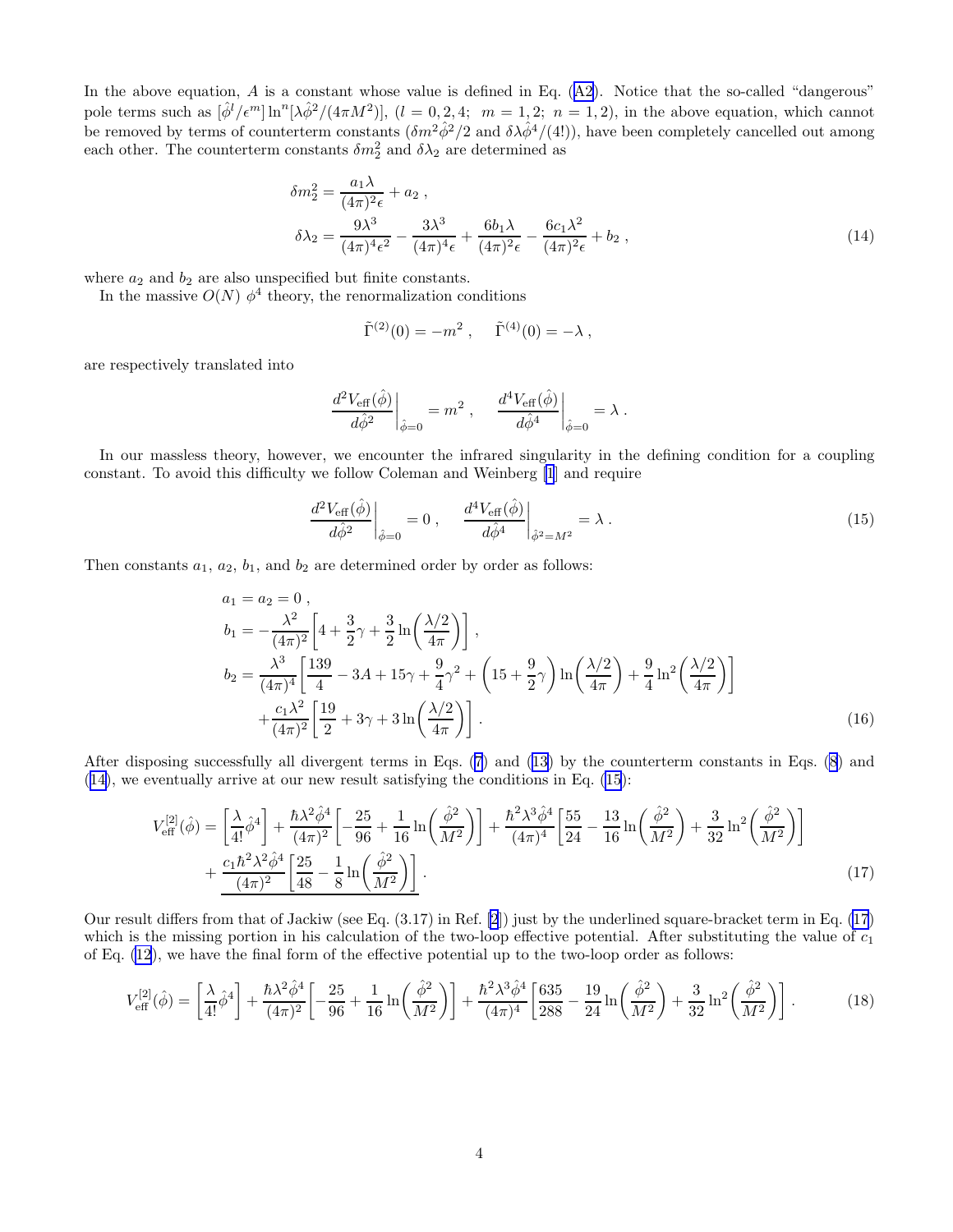In the above equation, $A$ is a constant whose value is defined in Eq. (A2). Notice that the so-called "dangerous" pole terms such as $[\hat{\phi}^l/\epsilon^m]\ln^n[\lambda\hat{\phi}^2/(4\pi M^2)]$, $(l=0,2,4;\ m=1,2;\ n=1,2)$, in the above equation, which cannot be removed by terms of counterterm constants ($\delta m^2\hat{\phi}^2/2$ and $\delta\lambda\hat{\phi}^4/(4!)$), have been completely cancelled out among each other. The counterterm constants $\delta m_2^2$ and $\delta\lambda_2$ are determined as

$$
\begin{aligned}
\delta m_2^2 &= \frac{a_1\lambda}{(4\pi)^2\epsilon} + a_2 \ , \\
\delta\lambda_2 &= \frac{9\lambda^3}{(4\pi)^4\epsilon^2} - \frac{3\lambda^3}{(4\pi)^4\epsilon} + \frac{6b_1\lambda}{(4\pi)^2\epsilon} - \frac{6c_1\lambda^2}{(4\pi)^2\epsilon} + b_2 \ ,
\end{aligned}
\tag{14}
$$

where $a_2$ and $b_2$ are also unspecified but finite constants.

In the massive $O(N)$ $\phi^4$ theory, the renormalization conditions

$$
\tilde{\Gamma}^{(2)}(0) = -m^2 \ , \quad \tilde{\Gamma}^{(4)}(0) = -\lambda \ ,
$$

are respectively translated into

$$
\left.\frac{d^2V_{\rm eff}(\hat{\phi})}{d\hat{\phi}^2}\right|_{\hat{\phi}=0} = m^2 \ , \quad \left.\frac{d^4V_{\rm eff}(\hat{\phi})}{d\hat{\phi}^4}\right|_{\hat{\phi}=0} = \lambda \ .
$$

In our massless theory, however, we encounter the infrared singularity in the defining condition for a coupling constant. To avoid this difficulty we follow Coleman and Weinberg [1] and require

$$
\left.\frac{d^2V_{\rm eff}(\hat{\phi})}{d\hat{\phi}^2}\right|_{\hat{\phi}=0} = 0 \ , \quad \left.\frac{d^4V_{\rm eff}(\hat{\phi})}{d\hat{\phi}^4}\right|_{\hat{\phi}^2=M^2} = \lambda \ .
\tag{15}
$$

Then constants $a_1$, $a_2$, $b_1$, and $b_2$ are determined order by order as follows:

$$
\begin{aligned}
& a_1 = a_2 = 0 \ , \\
& b_1 = -\frac{\lambda^2}{(4\pi)^2}\left[4 + \frac{3}{2}\gamma + \frac{3}{2}\ln\left(\frac{\lambda/2}{4\pi}\right)\right] \ , \\
& b_2 = \frac{\lambda^3}{(4\pi)^4}\left[\frac{139}{4} - 3A + 15\gamma + \frac{9}{4}\gamma^2 + \left(15 + \frac{9}{2}\gamma\right)\ln\left(\frac{\lambda/2}{4\pi}\right) + \frac{9}{4}\ln^2\left(\frac{\lambda/2}{4\pi}\right)\right] \\
& \qquad + \frac{c_1\lambda^2}{(4\pi)^2}\left[\frac{19}{2} + 3\gamma + 3\ln\left(\frac{\lambda/2}{4\pi}\right)\right] \ .
\end{aligned}
\tag{16}
$$

After disposing successfully all divergent terms in Eqs. (7) and (13) by the counterterm constants in Eqs. (8) and (14), we eventually arrive at our new result satisfying the conditions in Eq. (15):

$$
\begin{aligned}
V_{\rm eff}^{[2]}(\hat{\phi}) &= \left[\frac{\lambda}{4!}\hat{\phi}^4\right] + \frac{\hbar\lambda^2\hat{\phi}^4}{(4\pi)^2}\left[-\frac{25}{96} + \frac{1}{16}\ln\left(\frac{\hat{\phi}^2}{M^2}\right)\right] + \frac{\hbar^2\lambda^3\hat{\phi}^4}{(4\pi)^4}\left[\frac{55}{24} - \frac{13}{16}\ln\left(\frac{\hat{\phi}^2}{M^2}\right) + \frac{3}{32}\ln^2\left(\frac{\hat{\phi}^2}{M^2}\right)\right] \\
&\quad + \underline{\frac{c_1\hbar^2\lambda^2\hat{\phi}^4}{(4\pi)^2}\left[\frac{25}{48} - \frac{1}{8}\ln\left(\frac{\hat{\phi}^2}{M^2}\right)\right]} \ .
\end{aligned}
\tag{17}
$$

Our result differs from that of Jackiw (see Eq. (3.17) in Ref. [2]) just by the underlined square-bracket term in Eq. (17) which is the missing portion in his calculation of the two-loop effective potential. After substituting the value of $c_1$ of Eq. (12), we have the final form of the effective potential up to the two-loop order as follows:

$$
V_{\rm eff}^{[2]}(\hat{\phi}) = \left[\frac{\lambda}{4!}\hat{\phi}^4\right] + \frac{\hbar\lambda^2\hat{\phi}^4}{(4\pi)^2}\left[-\frac{25}{96} + \frac{1}{16}\ln\left(\frac{\hat{\phi}^2}{M^2}\right)\right] + \frac{\hbar^2\lambda^3\hat{\phi}^4}{(4\pi)^4}\left[\frac{635}{288} - \frac{19}{24}\ln\left(\frac{\hat{\phi}^2}{M^2}\right) + \frac{3}{32}\ln^2\left(\frac{\hat{\phi}^2}{M^2}\right)\right] \ .
\tag{18}
$$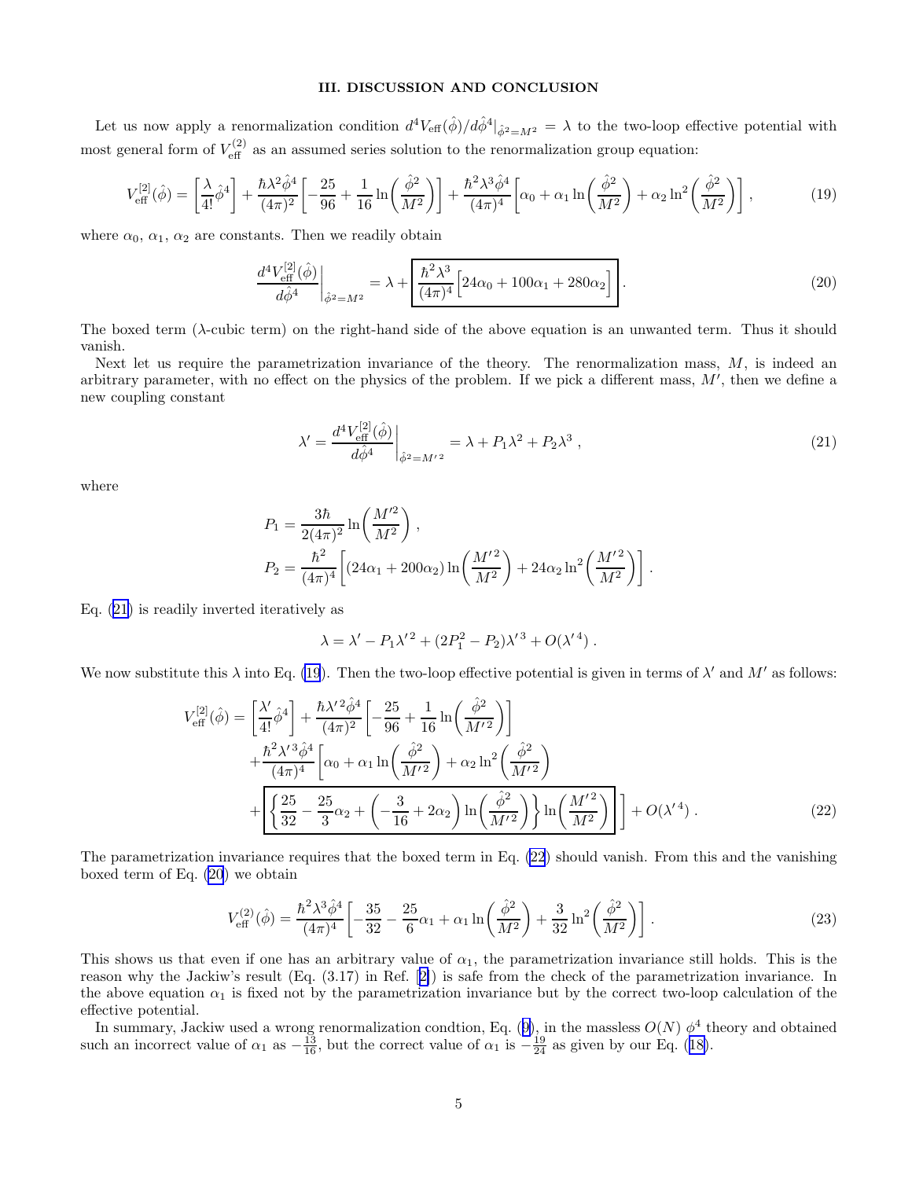## III. DISCUSSION AND CONCLUSION

Let us now apply a renormalization condition $d^4V_{\rm eff}(\hat{\phi})/d\hat{\phi}^4|_{\hat{\phi}^2=M^2} = \lambda$ to the two-loop effective potential with most general form of $V_{\rm eff}^{(2)}$ as an assumed series solution to the renormalization group equation:

$$V_{\rm eff}^{[2]}(\hat{\phi}) = \left[\frac{\lambda}{4!}\hat{\phi}^4\right] + \frac{\hbar\lambda^2\hat{\phi}^4}{(4\pi)^2}\left[-\frac{25}{96} + \frac{1}{16}\ln\left(\frac{\hat{\phi}^2}{M^2}\right)\right] + \frac{\hbar^2\lambda^3\hat{\phi}^4}{(4\pi)^4}\left[\alpha_0 + \alpha_1\ln\left(\frac{\hat{\phi}^2}{M^2}\right) + \alpha_2\ln^2\left(\frac{\hat{\phi}^2}{M^2}\right)\right], \tag{19}$$

where $\alpha_0$, $\alpha_1$, $\alpha_2$ are constants. Then we readily obtain

$$\left.\frac{d^4V_{\rm eff}^{[2]}(\hat{\phi})}{d\hat{\phi}^4}\right|_{\hat{\phi}^2=M^2} = \lambda + \boxed{\frac{\hbar^2\lambda^3}{(4\pi)^4}\Big[24\alpha_0 + 100\alpha_1 + 280\alpha_2\Big]}. \tag{20}$$

The boxed term ($\lambda$-cubic term) on the right-hand side of the above equation is an unwanted term. Thus it should vanish.

Next let us require the parametrization invariance of the theory. The renormalization mass, $M$, is indeed an arbitrary parameter, with no effect on the physics of the problem. If we pick a different mass, $M'$, then we define a new coupling constant

$$\lambda' = \left.\frac{d^4V_{\rm eff}^{[2]}(\hat{\phi})}{d\hat{\phi}^4}\right|_{\hat{\phi}^2=M'^2} = \lambda + P_1\lambda^2 + P_2\lambda^3\,, \tag{21}$$

where

$$P_1 = \frac{3\hbar}{2(4\pi)^2}\ln\left(\frac{M'^2}{M^2}\right),$$
$$P_2 = \frac{\hbar^2}{(4\pi)^4}\left[(24\alpha_1 + 200\alpha_2)\ln\left(\frac{M'^2}{M^2}\right) + 24\alpha_2\ln^2\left(\frac{M'^2}{M^2}\right)\right].$$

Eq. (21) is readily inverted iteratively as

$$\lambda = \lambda' - P_1\lambda'^2 + (2P_1^2 - P_2)\lambda'^3 + O(\lambda'^4)\,.$$

We now substitute this $\lambda$ into Eq. (19). Then the two-loop effective potential is given in terms of $\lambda'$ and $M'$ as follows:

$$\begin{aligned} V_{\rm eff}^{[2]}(\hat{\phi}) = {} & \left[\frac{\lambda'}{4!}\hat{\phi}^4\right] + \frac{\hbar\lambda'^2\hat{\phi}^4}{(4\pi)^2}\left[-\frac{25}{96} + \frac{1}{16}\ln\left(\frac{\hat{\phi}^2}{M'^2}\right)\right] \\ & + \frac{\hbar^2\lambda'^3\hat{\phi}^4}{(4\pi)^4}\Bigg[\alpha_0 + \alpha_1\ln\left(\frac{\hat{\phi}^2}{M'^2}\right) + \alpha_2\ln^2\left(\frac{\hat{\phi}^2}{M'^2}\right) \\ & + \boxed{\left\{\frac{25}{32} - \frac{25}{3}\alpha_2 + \left(-\frac{3}{16} + 2\alpha_2\right)\ln\left(\frac{\hat{\phi}^2}{M'^2}\right)\right\}\ln\left(\frac{M'^2}{M^2}\right)}\,\Bigg] + O(\lambda'^4)\,. \end{aligned} \tag{22}$$

The parametrization invariance requires that the boxed term in Eq. (22) should vanish. From this and the vanishing boxed term of Eq. (20) we obtain

$$V_{\rm eff}^{(2)}(\hat{\phi}) = \frac{\hbar^2\lambda^3\hat{\phi}^4}{(4\pi)^4}\left[-\frac{35}{32} - \frac{25}{6}\alpha_1 + \alpha_1\ln\left(\frac{\hat{\phi}^2}{M^2}\right) + \frac{3}{32}\ln^2\left(\frac{\hat{\phi}^2}{M^2}\right)\right]. \tag{23}$$

This shows us that even if one has an arbitrary value of $\alpha_1$, the parametrization invariance still holds. This is the reason why the Jackiw's result (Eq. (3.17) in Ref. [2]) is safe from the check of the parametrization invariance. In the above equation $\alpha_1$ is fixed not by the parametrization invariance but by the correct two-loop calculation of the effective potential.

In summary, Jackiw used a wrong renormalization condtion, Eq. (9), in the massless $O(N)$ $\phi^4$ theory and obtained such an incorrect value of $\alpha_1$ as $-\frac{13}{16}$, but the correct value of $\alpha_1$ is $-\frac{19}{24}$ as given by our Eq. (18).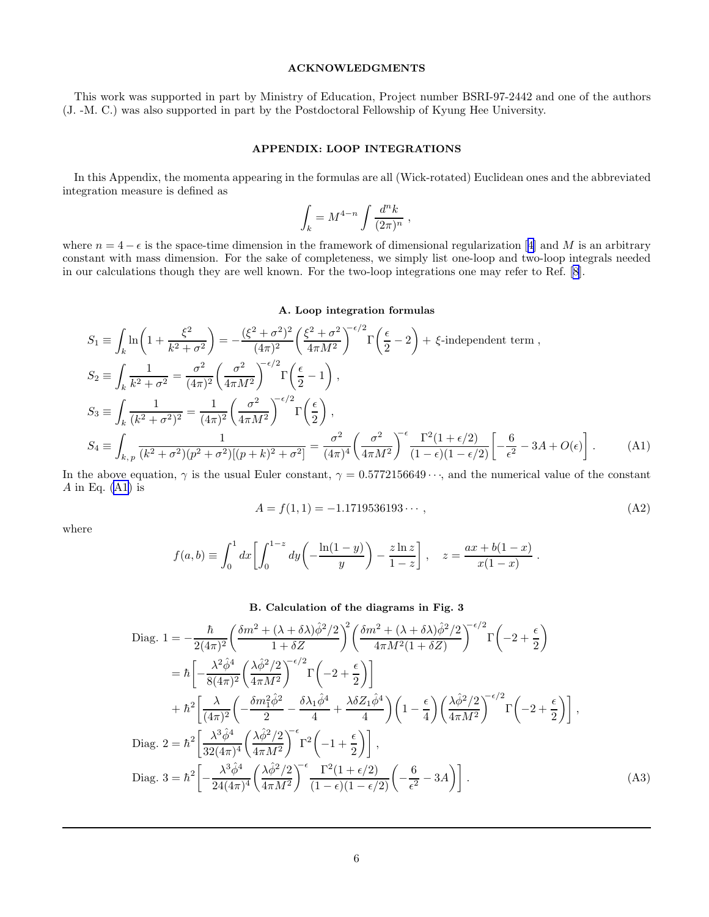## ACKNOWLEDGMENTS

This work was supported in part by Ministry of Education, Project number BSRI-97-2442 and one of the authors (J. -M. C.) was also supported in part by the Postdoctoral Fellowship of Kyung Hee University.

## APPENDIX: LOOP INTEGRATIONS

In this Appendix, the momenta appearing in the formulas are all (Wick-rotated) Euclidean ones and the abbreviated integration measure is defined as

$$\int_k = M^{4-n} \int \frac{d^n k}{(2\pi)^n} \,,$$

where $n = 4 - \epsilon$ is the space-time dimension in the framework of dimensional regularization [4] and $M$ is an arbitrary constant with mass dimension. For the sake of completeness, we simply list one-loop and two-loop integrals needed in our calculations though they are well known. For the two-loop integrations one may refer to Ref. [8].

### A. Loop integration formulas

$$\begin{aligned}
S_1 &\equiv \int_k \ln\left(1 + \frac{\xi^2}{k^2+\sigma^2}\right) = -\frac{(\xi^2+\sigma^2)^2}{(4\pi)^2}\left(\frac{\xi^2+\sigma^2}{4\pi M^2}\right)^{-\epsilon/2}\Gamma\left(\frac{\epsilon}{2}-2\right) + \xi\text{-independent term}\,, \\
S_2 &\equiv \int_k \frac{1}{k^2+\sigma^2} = \frac{\sigma^2}{(4\pi)^2}\left(\frac{\sigma^2}{4\pi M^2}\right)^{-\epsilon/2}\Gamma\left(\frac{\epsilon}{2}-1\right)\,, \\
S_3 &\equiv \int_k \frac{1}{(k^2+\sigma^2)^2} = \frac{1}{(4\pi)^2}\left(\frac{\sigma^2}{4\pi M^2}\right)^{-\epsilon/2}\Gamma\left(\frac{\epsilon}{2}\right)\,, \\
S_4 &\equiv \int_{k,\,p} \frac{1}{(k^2+\sigma^2)(p^2+\sigma^2)[(p+k)^2+\sigma^2]} = \frac{\sigma^2}{(4\pi)^4}\left(\frac{\sigma^2}{4\pi M^2}\right)^{-\epsilon}\frac{\Gamma^2(1+\epsilon/2)}{(1-\epsilon)(1-\epsilon/2)}\left[-\frac{6}{\epsilon^2} - 3A + O(\epsilon)\right]\,.
\end{aligned} \tag{A1}$$

In the above equation, $\gamma$ is the usual Euler constant, $\gamma = 0.5772156649\cdots$, and the numerical value of the constant $A$ in Eq. (A1) is

$$A = f(1,1) = -1.1719536193\cdots\,, \tag{A2}$$

where

$$f(a,b) \equiv \int_0^1 dx\left[\int_0^{1-z} dy\left(-\frac{\ln(1-y)}{y}\right) - \frac{z\ln z}{1-z}\right]\,, \quad z = \frac{ax+b(1-x)}{x(1-x)}\,.$$

### B. Calculation of the diagrams in Fig. 3

$$\begin{aligned}
\text{Diag. } 1 &= -\frac{\hbar}{2(4\pi)^2}\left(\frac{\delta m^2 + (\lambda+\delta\lambda)\hat{\phi}^2/2}{1+\delta Z}\right)^2\left(\frac{\delta m^2+(\lambda+\delta\lambda)\hat{\phi}^2/2}{4\pi M^2(1+\delta Z)}\right)^{-\epsilon/2}\Gamma\left(-2+\frac{\epsilon}{2}\right) \\
&= \hbar\left[-\frac{\lambda^2\hat{\phi}^4}{8(4\pi)^2}\left(\frac{\lambda\hat{\phi}^2/2}{4\pi M^2}\right)^{-\epsilon/2}\Gamma\left(-2+\frac{\epsilon}{2}\right)\right] \\
&\quad + \hbar^2\left[\frac{\lambda}{(4\pi)^2}\left(-\frac{\delta m_1^2\hat{\phi}^2}{2} - \frac{\delta\lambda_1\hat{\phi}^4}{4} + \frac{\lambda\delta Z_1\hat{\phi}^4}{4}\right)\left(1-\frac{\epsilon}{4}\right)\left(\frac{\lambda\hat{\phi}^2/2}{4\pi M^2}\right)^{-\epsilon/2}\Gamma\left(-2+\frac{\epsilon}{2}\right)\right]\,, \\
\text{Diag. } 2 &= \hbar^2\left[\frac{\lambda^3\hat{\phi}^4}{32(4\pi)^4}\left(\frac{\lambda\hat{\phi}^2/2}{4\pi M^2}\right)^{-\epsilon}\Gamma^2\left(-1+\frac{\epsilon}{2}\right)\right]\,, \\
\text{Diag. } 3 &= \hbar^2\left[-\frac{\lambda^3\hat{\phi}^4}{24(4\pi)^4}\left(\frac{\lambda\hat{\phi}^2/2}{4\pi M^2}\right)^{-\epsilon}\frac{\Gamma^2(1+\epsilon/2)}{(1-\epsilon)(1-\epsilon/2)}\left(-\frac{6}{\epsilon^2}-3A\right)\right]\,.
\end{aligned} \tag{A3}$$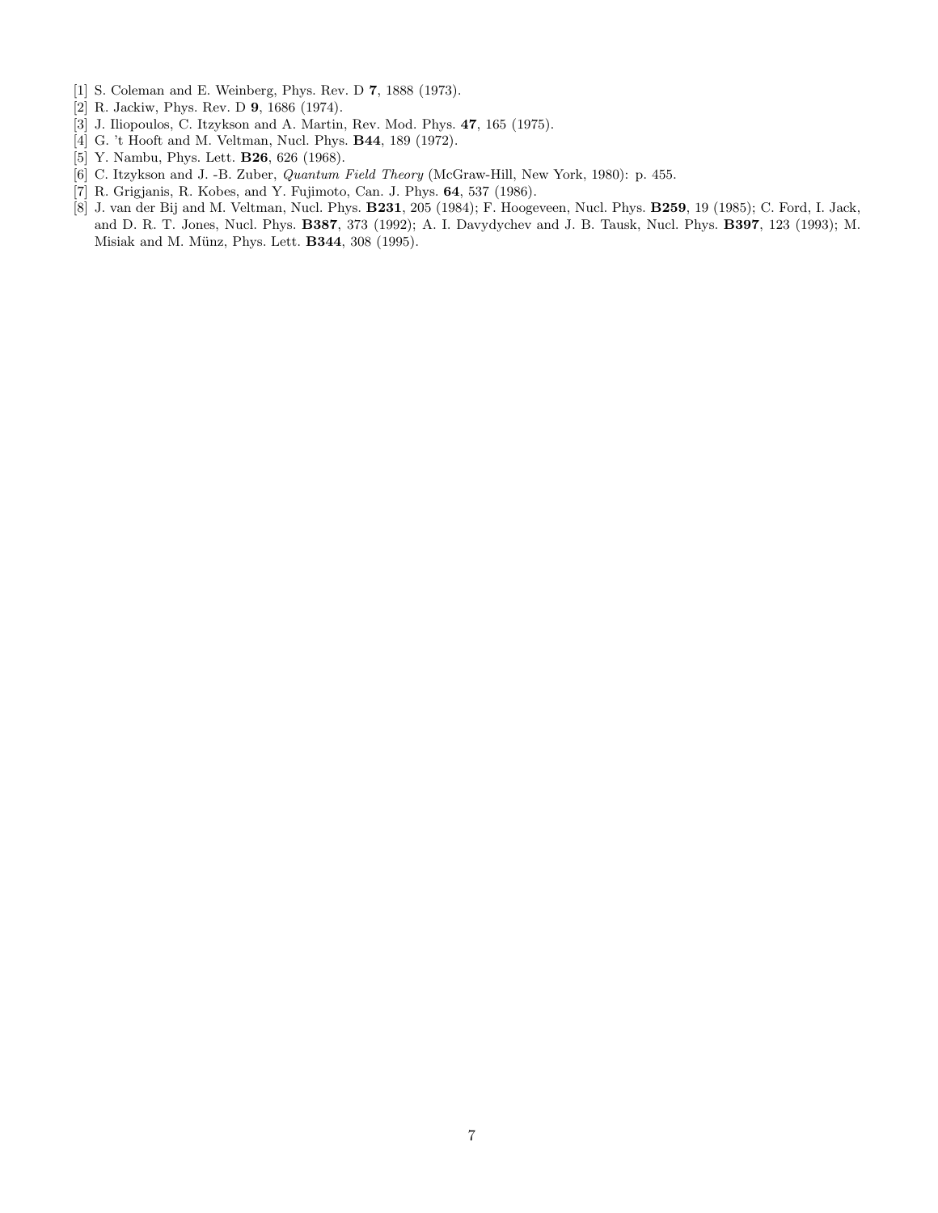[1] S. Coleman and E. Weinberg, Phys. Rev. D **7**, 1888 (1973).

[2] R. Jackiw, Phys. Rev. D **9**, 1686 (1974).

[3] J. Iliopoulos, C. Itzykson and A. Martin, Rev. Mod. Phys. **47**, 165 (1975).

[4] G. 't Hooft and M. Veltman, Nucl. Phys. **B44**, 189 (1972).

[5] Y. Nambu, Phys. Lett. **B26**, 626 (1968).

[6] C. Itzykson and J. -B. Zuber, *Quantum Field Theory* (McGraw-Hill, New York, 1980): p. 455.

[7] R. Grigjanis, R. Kobes, and Y. Fujimoto, Can. J. Phys. **64**, 537 (1986).

[8] J. van der Bij and M. Veltman, Nucl. Phys. **B231**, 205 (1984); F. Hoogeveen, Nucl. Phys. **B259**, 19 (1985); C. Ford, I. Jack, and D. R. T. Jones, Nucl. Phys. **B387**, 373 (1992); A. I. Davydychev and J. B. Tausk, Nucl. Phys. **B397**, 123 (1993); M. Misiak and M. Münz, Phys. Lett. **B344**, 308 (1995).